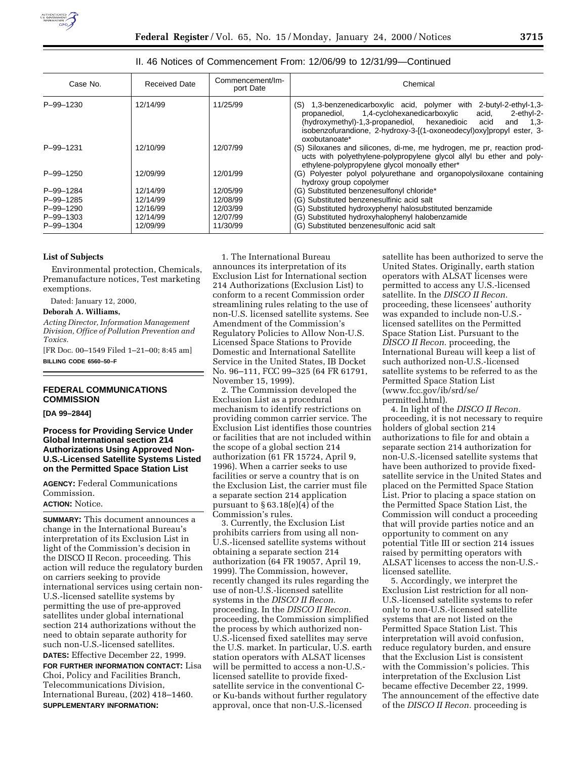II. 46 Notices of Commencement From: 12/06/99 to 12/31/99—Continued

| Case No. | Received Date | Commencement/Import Date | Chemical |
|---|---|---|---|
| P–99–1230 | 12/14/99 | 11/25/99 | (S) 1,3-benzenedicarboxylic acid, polymer with 2-butyl-2-ethyl-1,3-propanediol, 1,4-cyclohexanedicarboxylic acid, 2-ethyl-2-(hydroxymethyl)-1,3-propanediol, hexanedioic acid and 1,3-isobenzofurandione, 2-hydroxy-3-[(1-oxoneodecyl)oxy]propyl ester, 3-oxobutanoate* |
| P–99–1231 | 12/10/99 | 12/07/99 | (S) Siloxanes and silicones, di-me, me hydrogen, me pr, reaction products with polyethylene-polypropylene glycol allyl bu ether and polyethylene-polypropylene glycol monoally ether* |
| P–99–1250 | 12/09/99 | 12/01/99 | (G) Polyester polyol polyurethane and organopolysiloxane containing hydroxy group copolymer |
| P–99–1284 | 12/14/99 | 12/05/99 | (G) Substituted benzenesulfonyl chloride* |
| P–99–1285 | 12/14/99 | 12/08/99 | (G) Substituted benzenesulfinic acid salt |
| P–99–1290 | 12/16/99 | 12/03/99 | (G) Substituted hydroxyphenyl halosubstituted benzamide |
| P–99–1303 | 12/14/99 | 12/07/99 | (G) Substituted hydroxyhalophenyl halobenzamide |
| P–99–1304 | 12/09/99 | 11/30/99 | (G) Substituted benzenesulfonic acid salt |

**List of Subjects**

Environmental protection, Chemicals, Premanufacture notices, Test marketing exemptions.

Dated: January 12, 2000,

**Deborah A. Williams,**

*Acting Director, Information Management Division, Office of Pollution Prevention and Toxics.*

[FR Doc. 00–1549 Filed 1–21–00; 8:45 am]

**BILLING CODE 6560–50–F**

## FEDERAL COMMUNICATIONS COMMISSION

**[DA 99–2844]**

### Process for Providing Service Under Global International section 214 Authorizations Using Approved Non-U.S.-Licensed Satellite Systems Listed on the Permitted Space Station List

**AGENCY:** Federal Communications Commission.

**ACTION:** Notice.

**SUMMARY:** This document announces a change in the International Bureau's interpretation of its Exclusion List in light of the Commission's decision in the DISCO II Recon. proceeding. This action will reduce the regulatory burden on carriers seeking to provide international services using certain non-U.S.-licensed satellite systems by permitting the use of pre-approved satellites under global international section 214 authorizations without the need to obtain separate authority for such non-U.S.-licensed satellites.

**DATES:** Effective December 22, 1999.

**FOR FURTHER INFORMATION CONTACT:** Lisa Choi, Policy and Facilities Branch, Telecommunications Division, International Bureau, (202) 418–1460.

**SUPPLEMENTARY INFORMATION:**

1. The International Bureau announces its interpretation of its Exclusion List for International section 214 Authorizations (Exclusion List) to conform to a recent Commission order streamlining rules relating to the use of non-U.S. licensed satellite systems. See Amendment of the Commission's Regulatory Policies to Allow Non-U.S. Licensed Space Stations to Provide Domestic and International Satellite Service in the United States, IB Docket No. 96–111, FCC 99–325 (64 FR 61791, November 15, 1999).

2. The Commission developed the Exclusion List as a procedural mechanism to identify restrictions on providing common carrier service. The Exclusion List identifies those countries or facilities that are not included within the scope of a global section 214 authorization (61 FR 15724, April 9, 1996). When a carrier seeks to use facilities or serve a country that is on the Exclusion List, the carrier must file a separate section 214 application pursuant to § 63.18(e)(4) of the Commission's rules.

3. Currently, the Exclusion List prohibits carriers from using all non-U.S.-licensed satellite systems without obtaining a separate section 214 authorization (64 FR 19057, April 19, 1999). The Commission, however, recently changed its rules regarding the use of non-U.S.-licensed satellite systems in the *DISCO II Recon.* proceeding. In the *DISCO II Recon.* proceeding, the Commission simplified the process by which authorized non-U.S.-licensed fixed satellites may serve the U.S. market. In particular, U.S. earth station operators with ALSAT licenses will be permitted to access a non-U.S.-licensed satellite to provide fixed-satellite service in the conventional C- or Ku-bands without further regulatory approval, once that non-U.S.-licensed satellite has been authorized to serve the United States. Originally, earth station operators with ALSAT licenses were permitted to access any U.S.-licensed satellite. In the *DISCO II Recon.* proceeding, these licensees' authority was expanded to include non-U.S.-licensed satellites on the Permitted Space Station List. Pursuant to the *DISCO II Recon.* proceeding, the International Bureau will keep a list of such authorized non-U.S.-licensed satellite systems to be referred to as the Permitted Space Station List (www.fcc.gov/ib/srd/se/permitted.html).

4. In light of the *DISCO II Recon.* proceeding, it is not necessary to require holders of global section 214 authorizations to file for and obtain a separate section 214 authorization for non-U.S.-licensed satellite systems that have been authorized to provide fixed-satellite service in the United States and placed on the Permitted Space Station List. Prior to placing a space station on the Permitted Space Station List, the Commission will conduct a proceeding that will provide parties notice and an opportunity to comment on any potential Title III or section 214 issues raised by permitting operators with ALSAT licenses to access the non-U.S.-licensed satellite.

5. Accordingly, we interpret the Exclusion List restriction for all non-U.S.-licensed satellite systems to refer only to non-U.S.-licensed satellite systems that are not listed on the Permitted Space Station List. This interpretation will avoid confusion, reduce regulatory burden, and ensure that the Exclusion List is consistent with the Commission's policies. This interpretation of the Exclusion List became effective December 22, 1999. The announcement of the effective date of the *DISCO II Recon.* proceeding is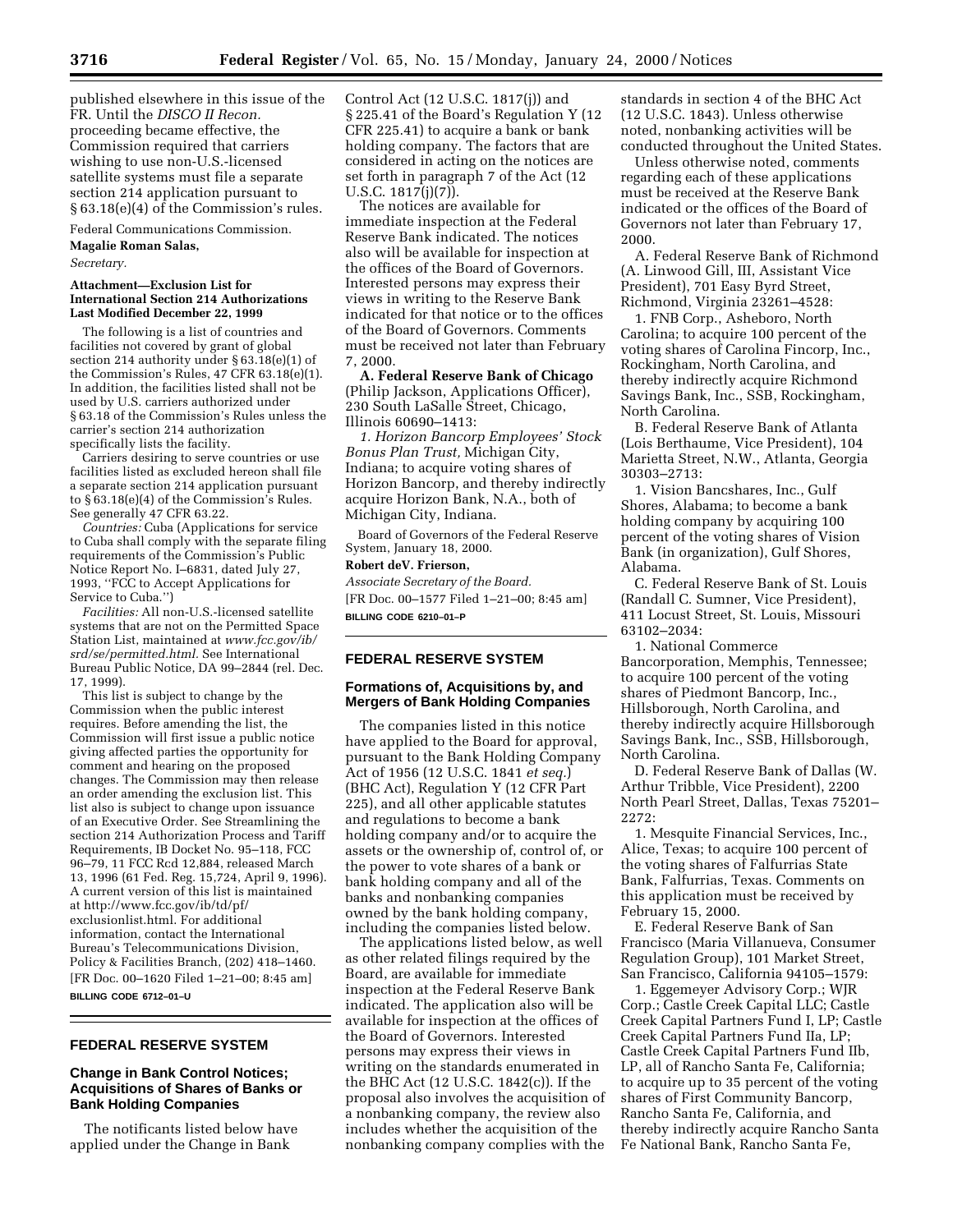published elsewhere in this issue of the FR. Until the *DISCO II Recon.* proceeding became effective, the Commission required that carriers wishing to use non-U.S.-licensed satellite systems must file a separate section 214 application pursuant to § 63.18(e)(4) of the Commission's rules.

Federal Communications Commission.

**Magalie Roman Salas,**

*Secretary.*

#### Attachment—Exclusion List for International Section 214 Authorizations Last Modified December 22, 1999

The following is a list of countries and facilities not covered by grant of global section 214 authority under § 63.18(e)(1) of the Commission's Rules, 47 CFR 63.18(e)(1). In addition, the facilities listed shall not be used by U.S. carriers authorized under § 63.18 of the Commission's Rules unless the carrier's section 214 authorization specifically lists the facility.

Carriers desiring to serve countries or use facilities listed as excluded hereon shall file a separate section 214 application pursuant to § 63.18(e)(4) of the Commission's Rules. See generally 47 CFR 63.22.

*Countries:* Cuba (Applications for service to Cuba shall comply with the separate filing requirements of the Commission's Public Notice Report No. I–6831, dated July 27, 1993, ''FCC to Accept Applications for Service to Cuba.'')

*Facilities:* All non-U.S.-licensed satellite systems that are not on the Permitted Space Station List, maintained at *www.fcc.gov/ib/srd/se/permitted.html.* See International Bureau Public Notice, DA 99–2844 (rel. Dec. 17, 1999).

This list is subject to change by the Commission when the public interest requires. Before amending the list, the Commission will first issue a public notice giving affected parties the opportunity for comment and hearing on the proposed changes. The Commission may then release an order amending the exclusion list. This list also is subject to change upon issuance of an Executive Order. See Streamlining the section 214 Authorization Process and Tariff Requirements, IB Docket No. 95–118, FCC 96–79, 11 FCC Rcd 12,884, released March 13, 1996 (61 Fed. Reg. 15,724, April 9, 1996). A current version of this list is maintained at http://www.fcc.gov/ib/td/pf/exclusionlist.html. For additional information, contact the International Bureau's Telecommunications Division, Policy & Facilities Branch, (202) 418–1460.

[FR Doc. 00–1620 Filed 1–21–00; 8:45 am]

**BILLING CODE 6712–01–U**

## FEDERAL RESERVE SYSTEM

### Change in Bank Control Notices; Acquisitions of Shares of Banks or Bank Holding Companies

The notificants listed below have applied under the Change in Bank Control Act (12 U.S.C. 1817(j)) and § 225.41 of the Board's Regulation Y (12 CFR 225.41) to acquire a bank or bank holding company. The factors that are considered in acting on the notices are set forth in paragraph 7 of the Act (12 U.S.C. 1817(j)(7)).

The notices are available for immediate inspection at the Federal Reserve Bank indicated. The notices also will be available for inspection at the offices of the Board of Governors. Interested persons may express their views in writing to the Reserve Bank indicated for that notice or to the offices of the Board of Governors. Comments must be received not later than February 7, 2000.

**A. Federal Reserve Bank of Chicago** (Philip Jackson, Applications Officer), 230 South LaSalle Street, Chicago, Illinois 60690–1413:

*1. Horizon Bancorp Employees' Stock Bonus Plan Trust,* Michigan City, Indiana; to acquire voting shares of Horizon Bancorp, and thereby indirectly acquire Horizon Bank, N.A., both of Michigan City, Indiana.

Board of Governors of the Federal Reserve System, January 18, 2000.

**Robert deV. Frierson,**

*Associate Secretary of the Board.*

[FR Doc. 00–1577 Filed 1–21–00; 8:45 am]

**BILLING CODE 6210–01–P**

## FEDERAL RESERVE SYSTEM

### Formations of, Acquisitions by, and Mergers of Bank Holding Companies

The companies listed in this notice have applied to the Board for approval, pursuant to the Bank Holding Company Act of 1956 (12 U.S.C. 1841 *et seq.*) (BHC Act), Regulation Y (12 CFR Part 225), and all other applicable statutes and regulations to become a bank holding company and/or to acquire the assets or the ownership of, control of, or the power to vote shares of a bank or bank holding company and all of the banks and nonbanking companies owned by the bank holding company, including the companies listed below.

The applications listed below, as well as other related filings required by the Board, are available for immediate inspection at the Federal Reserve Bank indicated. The application also will be available for inspection at the offices of the Board of Governors. Interested persons may express their views in writing on the standards enumerated in the BHC Act (12 U.S.C. 1842(c)). If the proposal also involves the acquisition of a nonbanking company, the review also includes whether the acquisition of the nonbanking company complies with the standards in section 4 of the BHC Act (12 U.S.C. 1843). Unless otherwise noted, nonbanking activities will be conducted throughout the United States.

Unless otherwise noted, comments regarding each of these applications must be received at the Reserve Bank indicated or the offices of the Board of Governors not later than February 17, 2000.

A. Federal Reserve Bank of Richmond (A. Linwood Gill, III, Assistant Vice President), 701 Easy Byrd Street, Richmond, Virginia 23261–4528:

1. FNB Corp., Asheboro, North Carolina; to acquire 100 percent of the voting shares of Carolina Fincorp, Inc., Rockingham, North Carolina, and thereby indirectly acquire Richmond Savings Bank, Inc., SSB, Rockingham, North Carolina.

B. Federal Reserve Bank of Atlanta (Lois Berthaume, Vice President), 104 Marietta Street, N.W., Atlanta, Georgia 30303–2713:

1. Vision Bancshares, Inc., Gulf Shores, Alabama; to become a bank holding company by acquiring 100 percent of the voting shares of Vision Bank (in organization), Gulf Shores, Alabama.

C. Federal Reserve Bank of St. Louis (Randall C. Sumner, Vice President), 411 Locust Street, St. Louis, Missouri 63102–2034:

1. National Commerce Bancorporation, Memphis, Tennessee; to acquire 100 percent of the voting shares of Piedmont Bancorp, Inc., Hillsborough, North Carolina, and thereby indirectly acquire Hillsborough Savings Bank, Inc., SSB, Hillsborough, North Carolina.

D. Federal Reserve Bank of Dallas (W. Arthur Tribble, Vice President), 2200 North Pearl Street, Dallas, Texas 75201–2272:

1. Mesquite Financial Services, Inc., Alice, Texas; to acquire 100 percent of the voting shares of Falfurrias State Bank, Falfurrias, Texas. Comments on this application must be received by February 15, 2000.

E. Federal Reserve Bank of San Francisco (Maria Villanueva, Consumer Regulation Group), 101 Market Street, San Francisco, California 94105–1579:

1. Eggemeyer Advisory Corp.; WJR Corp.; Castle Creek Capital LLC; Castle Creek Capital Partners Fund I, LP; Castle Creek Capital Partners Fund IIa, LP; Castle Creek Capital Partners Fund IIb, LP, all of Rancho Santa Fe, California; to acquire up to 35 percent of the voting shares of First Community Bancorp, Rancho Santa Fe, California, and thereby indirectly acquire Rancho Santa Fe National Bank, Rancho Santa Fe,